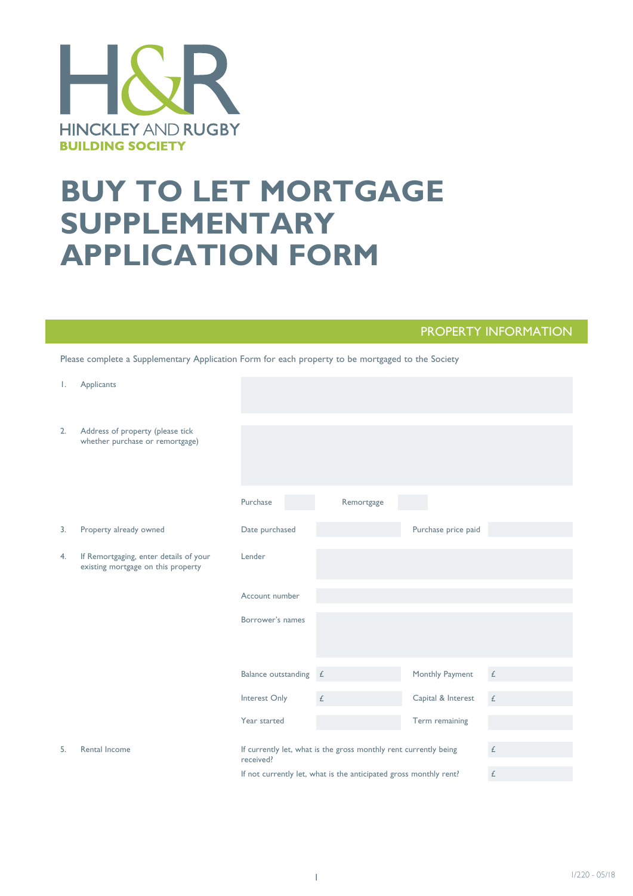HINCKLEY AND RUGBY
BUILDING SOCIETY

# BUY TO LET MORTGAGE SUPPLEMENTARY APPLICATION FORM

## PROPERTY INFORMATION

Please complete a Supplementary Application Form for each property to be mortgaged to the Society

1. Applicants

2. Address of property (please tick whether purchase or remortgage)

   Purchase | Remortgage

3. Property already owned

   Date purchased | Purchase price paid

4. If Remortgaging, enter details of your existing mortgage on this property

   Lender

   Account number

   Borrower's names

   | | | | |
   |---|---|---|---|
   | Balance outstanding | £ | Monthly Payment | £ |
   | Interest Only | £ | Capital & Interest | £ |
   | Year started | | Term remaining | |

5. Rental Income

   If currently let, what is the gross monthly rent currently being received? £

   If not currently let, what is the anticipated gross monthly rent? £

1/220 - 05/18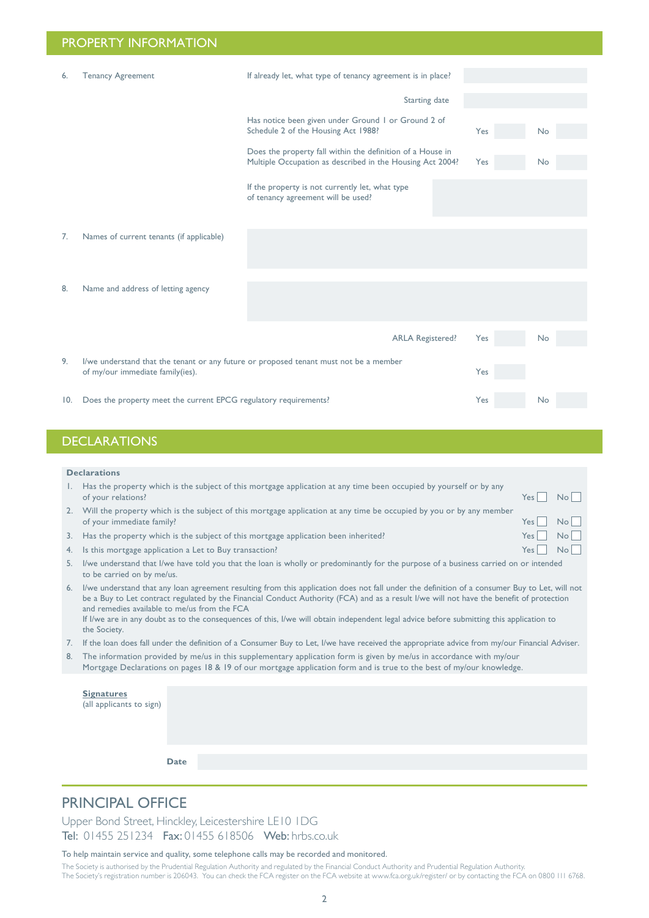## PROPERTY INFORMATION

6. Tenancy Agreement

If already let, what type of tenancy agreement is in place?

Starting date

Has notice been given under Ground 1 or Ground 2 of Schedule 2 of the Housing Act 1988? Yes No

Does the property fall within the definition of a House in Multiple Occupation as described in the Housing Act 2004? Yes No

If the property is not currently let, what type of tenancy agreement will be used?

7. Names of current tenants (if applicable)

8. Name and address of letting agency

ARLA Registered? Yes No

9. I/we understand that the tenant or any future or proposed tenant must not be a member of my/our immediate family(ies). Yes

10. Does the property meet the current EPCG regulatory requirements? Yes No

## DECLARATIONS

**Declarations**

1. Has the property which is the subject of this mortgage application at any time been occupied by yourself or by any of your relations? Yes ☐ No ☐
2. Will the property which is the subject of this mortgage application at any time be occupied by you or by any member of your immediate family? Yes ☐ No ☐
3. Has the property which is the subject of this mortgage application been inherited? Yes ☐ No ☐
4. Is this mortgage application a Let to Buy transaction? Yes ☐ No ☐
5. I/we understand that I/we have told you that the loan is wholly or predominantly for the purpose of a business carried on or intended to be carried on by me/us.
6. I/we understand that any loan agreement resulting from this application does not fall under the definition of a consumer Buy to Let, will not be a Buy to Let contract regulated by the Financial Conduct Authority (FCA) and as a result I/we will not have the benefit of protection and remedies available to me/us from the FCA
   If I/we are in any doubt as to the consequences of this, I/we will obtain independent legal advice before submitting this application to the Society.
7. If the loan does fall under the definition of a Consumer Buy to Let, I/we have received the appropriate advice from my/our Financial Adviser.
8. The information provided by me/us in this supplementary application form is given by me/us in accordance with my/our Mortgage Declarations on pages 18 & 19 of our mortgage application form and is true to the best of my/our knowledge.

**Signatures**
(all applicants to sign)

**Date**

## PRINCIPAL OFFICE

Upper Bond Street, Hinckley, Leicestershire LE10 1DG
**Tel:** 01455 251234 **Fax:** 01455 618506 **Web:** hrbs.co.uk

To help maintain service and quality, some telephone calls may be recorded and monitored.

The Society is authorised by the Prudential Regulation Authority and regulated by the Financial Conduct Authority and Prudential Regulation Authority.
The Society's registration number is 206043. You can check the FCA register on the FCA website at www.fca.org.uk/register/ or by contacting the FCA on 0800 111 6768.